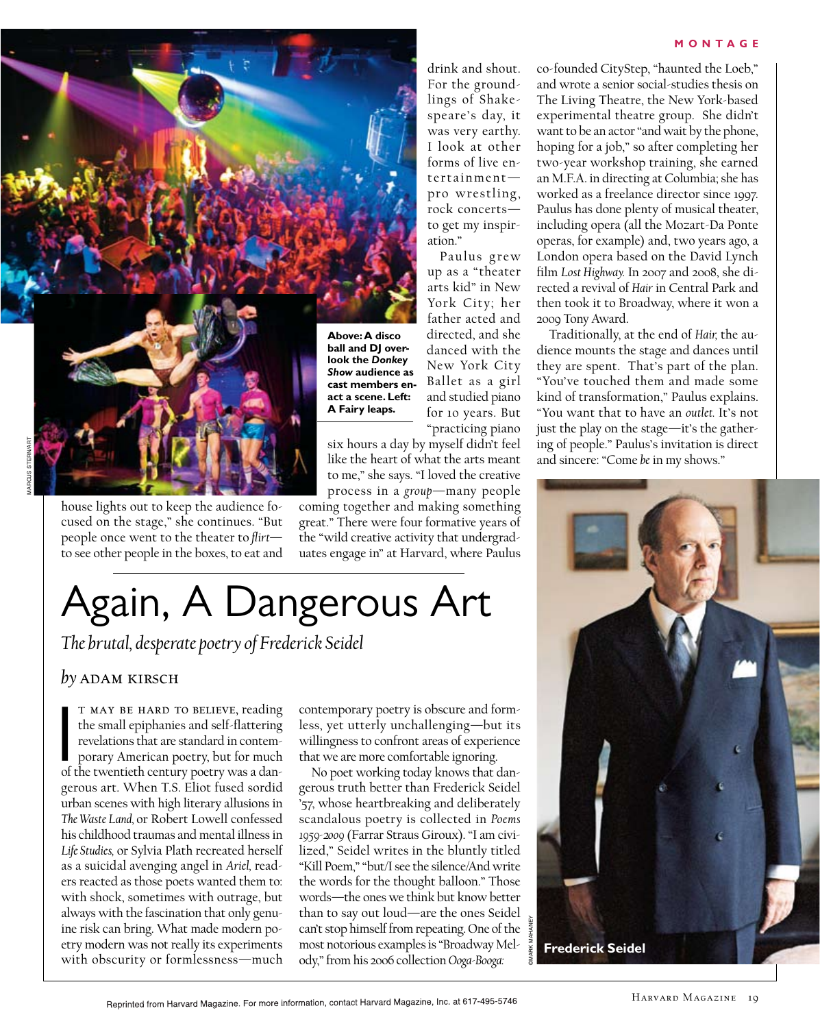house lights out to keep the audience focused on the stage," she continues. "But people once went to the theater to *flirt*—to see other people in the boxes, to eat and drink and shout. For the groundlings of Shakespeare's day, it was very earthy. I look at other forms of live entertainment—pro wrestling, rock concerts—to get my inspiration."

Paulus grew up as a "theater arts kid" in New York City; her father acted and directed, and she danced with the New York City Ballet as a girl and studied piano for 10 years. But "practicing piano six hours a day by myself didn't feel like the heart of what the arts meant to me," she says. "I loved the creative process in a *group*—many people coming together and making something great." There were four formative years of the "wild creative activity that undergraduates engage in" at Harvard, where Paulus co-founded CityStep, "haunted the Loeb," and wrote a senior social-studies thesis on The Living Theatre, the New York-based experimental theatre group. She didn't want to be an actor "and wait by the phone, hoping for a job," so after completing her two-year workshop training, she earned an M.F.A. in directing at Columbia; she has worked as a freelance director since 1997. Paulus has done plenty of musical theater, including opera (all the Mozart-Da Ponte operas, for example) and, two years ago, a London opera based on the David Lynch film *Lost Highway*. In 2007 and 2008, she directed a revival of *Hair* in Central Park and then took it to Broadway, where it won a 2009 Tony Award.

Traditionally, at the end of *Hair*, the audience mounts the stage and dances until they are spent. That's part of the plan. "You've touched them and made some kind of transformation," Paulus explains. "You want that to have an *outlet*. It's not just the play on the stage—it's the gathering of people." Paulus's invitation is direct and sincere: "Come *be* in my shows."

**Above: A disco ball and DJ overlook the *Donkey Show* audience as cast members enact a scene. Left: A Fairy leaps.**

MARCUS STERNIART

# Again, A Dangerous Art

*The brutal, desperate poetry of Frederick Seidel*

*by* ADAM KIRSCH

IT MAY BE HARD TO BELIEVE, reading the small epiphanies and self-flattering revelations that are standard in contemporary American poetry, but for much of the twentieth century poetry was a dangerous art. When T.S. Eliot fused sordid urban scenes with high literary allusions in *The Waste Land*, or Robert Lowell confessed his childhood traumas and mental illness in *Life Studies*, or Sylvia Plath recreated herself as a suicidal avenging angel in *Ariel*, readers reacted as those poets wanted them to: with shock, sometimes with outrage, but always with the fascination that only genuine risk can bring. What made modern poetry modern was not really its experiments with obscurity or formlessness—much contemporary poetry is obscure and formless, yet utterly unchallenging—but its willingness to confront areas of experience that we are more comfortable ignoring.

No poet working today knows that dangerous truth better than Frederick Seidel '57, whose heartbreaking and deliberately scandalous poetry is collected in *Poems 1959-2009* (Farrar Straus Giroux). "I am civilized," Seidel writes in the bluntly titled "Kill Poem," "but/I see the silence/And write the words for the thought balloon." Those words—the ones we think but know better than to say out loud—are the ones Seidel can't stop himself from repeating. One of the most notorious examples is "Broadway Melody," from his 2006 collection *Ooga-Booga*:

**Frederick Seidel**

©MARK MAHANEY

Reprinted from Harvard Magazine. For more information, contact Harvard Magazine, Inc. at 617-495-5746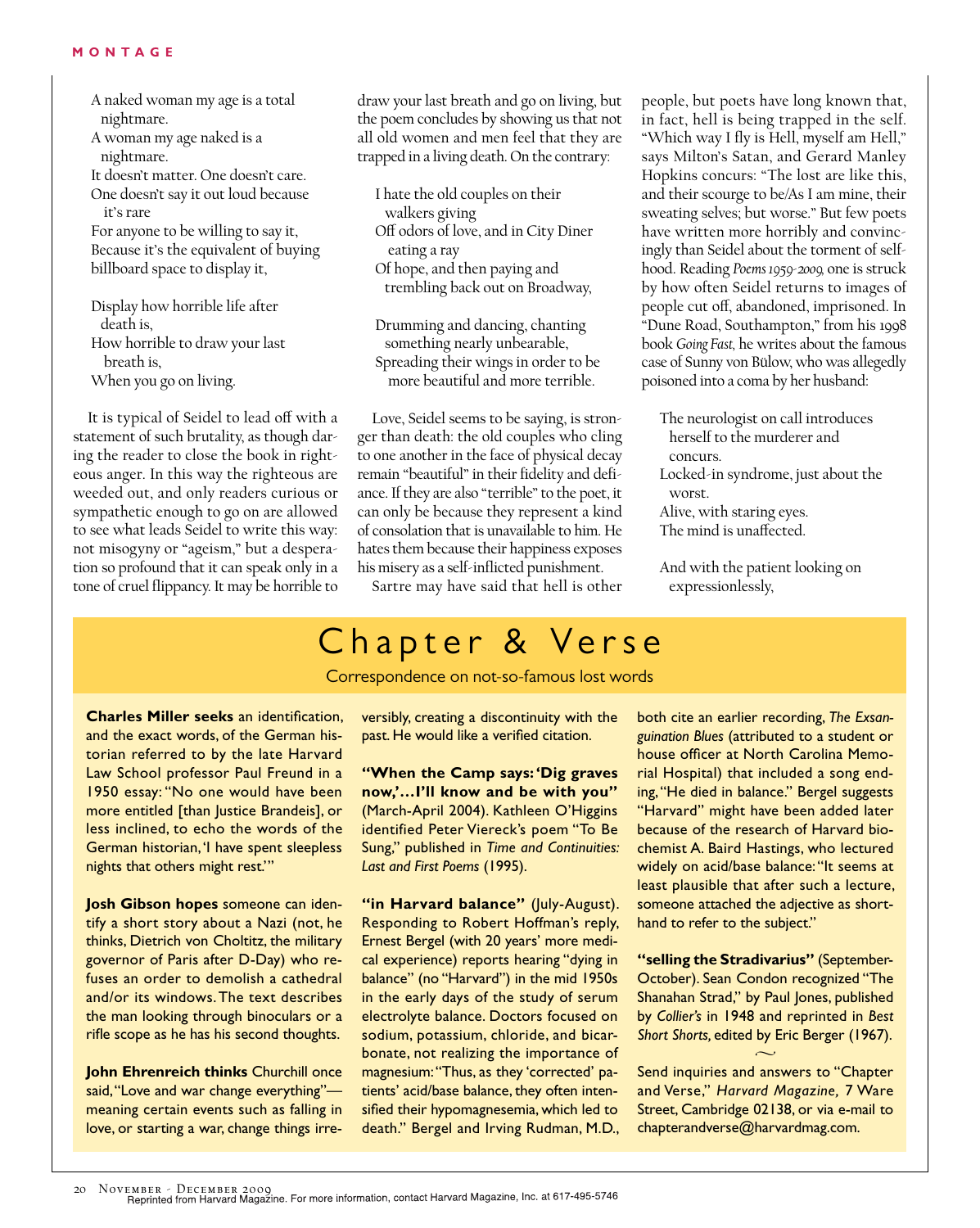A naked woman my age is a total
nightmare.
A woman my age naked is a
nightmare.
It doesn't matter. One doesn't care.
One doesn't say it out loud because
it's rare
For anyone to be willing to say it,
Because it's the equivalent of buying
billboard space to display it,

Display how horrible life after
death is,
How horrible to draw your last
breath is,
When you go on living.

It is typical of Seidel to lead off with a statement of such brutality, as though daring the reader to close the book in righteous anger. In this way the righteous are weeded out, and only readers curious or sympathetic enough to go on are allowed to see what leads Seidel to write this way: not misogyny or "ageism," but a desperation so profound that it can speak only in a tone of cruel flippancy. It may be horrible to draw your last breath and go on living, but the poem concludes by showing us that not all old women and men feel that they are trapped in a living death. On the contrary:

I hate the old couples on their
walkers giving
Off odors of love, and in City Diner
eating a ray
Of hope, and then paying and
trembling back out on Broadway,

Drumming and dancing, chanting
something nearly unbearable,
Spreading their wings in order to be
more beautiful and more terrible.

Love, Seidel seems to be saying, is stronger than death: the old couples who cling to one another in the face of physical decay remain "beautiful" in their fidelity and defiance. If they are also "terrible" to the poet, it can only be because they represent a kind of consolation that is unavailable to him. He hates them because their happiness exposes his misery as a self-inflicted punishment.

Sartre may have said that hell is other people, but poets have long known that, in fact, hell is being trapped in the self. "Which way I fly is Hell, myself am Hell," says Milton's Satan, and Gerard Manley Hopkins concurs: "The lost are like this, and their scourge to be/As I am mine, their sweating selves; but worse." But few poets have written more horribly and convincingly than Seidel about the torment of selfhood. Reading *Poems 1959-2009,* one is struck by how often Seidel returns to images of people cut off, abandoned, imprisoned. In "Dune Road, Southampton," from his 1998 book *Going Fast,* he writes about the famous case of Sunny von Bülow, who was allegedly poisoned into a coma by her husband:

The neurologist on call introduces
herself to the murderer and
concurs.
Locked-in syndrome, just about the
worst.
Alive, with staring eyes.
The mind is unaffected.

And with the patient looking on
expressionlessly,

# Chapter & Verse

Correspondence on not-so-famous lost words

**Charles Miller seeks** an identification, and the exact words, of the German historian referred to by the late Harvard Law School professor Paul Freund in a 1950 essay: "No one would have been more entitled [than Justice Brandeis], or less inclined, to echo the words of the German historian, 'I have spent sleepless nights that others might rest.'"

**Josh Gibson hopes** someone can identify a short story about a Nazi (not, he thinks, Dietrich von Choltitz, the military governor of Paris after D-Day) who refuses an order to demolish a cathedral and/or its windows. The text describes the man looking through binoculars or a rifle scope as he has his second thoughts.

**John Ehrenreich thinks** Churchill once said, "Love and war change everything"—meaning certain events such as falling in love, or starting a war, change things irreversibly, creating a discontinuity with the past. He would like a verified citation.

**"When the Camp says: 'Dig graves now,'…I'll know and be with you"** (March-April 2004). Kathleen O'Higgins identified Peter Viereck's poem "To Be Sung," published in *Time and Continuities: Last and First Poems* (1995).

**"in Harvard balance"** (July-August). Responding to Robert Hoffman's reply, Ernest Bergel (with 20 years' more medical experience) reports hearing "dying in balance" (no "Harvard") in the mid 1950s in the early days of the study of serum electrolyte balance. Doctors focused on sodium, potassium, chloride, and bicarbonate, not realizing the importance of magnesium: "Thus, as they 'corrected' patients' acid/base balance, they often intensified their hypomagnesemia, which led to death." Bergel and Irving Rudman, M.D., both cite an earlier recording, *The Exsanguination Blues* (attributed to a student or house officer at North Carolina Memorial Hospital) that included a song ending, "He died in balance." Bergel suggests "Harvard" might have been added later because of the research of Harvard biochemist A. Baird Hastings, who lectured widely on acid/base balance: "It seems at least plausible that after such a lecture, someone attached the adjective as shorthand to refer to the subject."

**"selling the Stradivarius"** (September-October). Sean Condon recognized "The Shanahan Strad," by Paul Jones, published by *Collier's* in 1948 and reprinted in *Best Short Shorts,* edited by Eric Berger (1967).

~

Send inquiries and answers to "Chapter and Verse," *Harvard Magazine,* 7 Ware Street, Cambridge 02138, or via e-mail to chapterandverse@harvardmag.com.

Reprinted from Harvard Magazine. For more information, contact Harvard Magazine, Inc. at 617-495-5746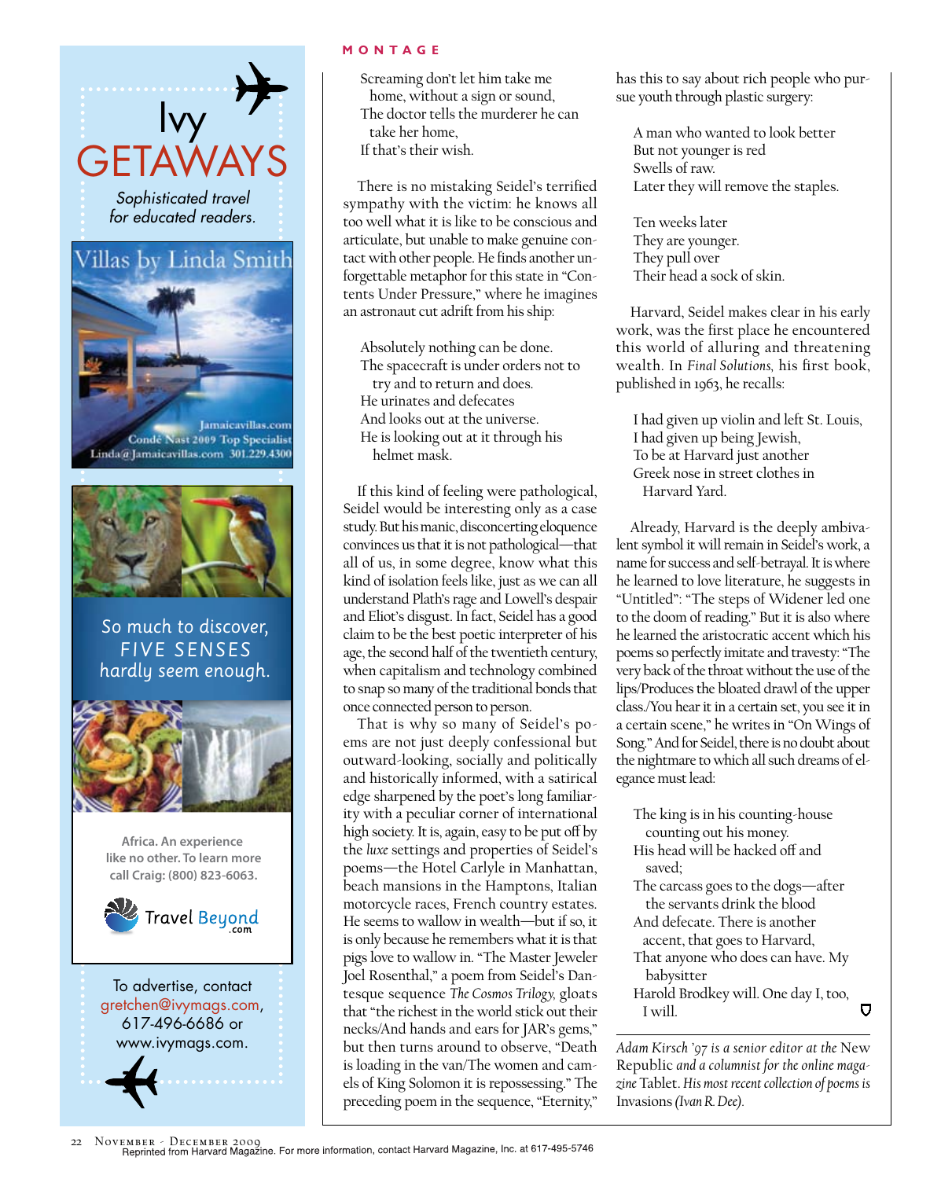Screaming don't let him take me
  home, without a sign or sound,
The doctor tells the murderer he can
  take her home,
If that's their wish.

There is no mistaking Seidel's terrified sympathy with the victim: he knows all too well what it is like to be conscious and articulate, but unable to make genuine contact with other people. He finds another unforgettable metaphor for this state in "Contents Under Pressure," where he imagines an astronaut cut adrift from his ship:

Absolutely nothing can be done.
The spacecraft is under orders not to
  try and to return and does.
He urinates and defecates
And looks out at the universe.
He is looking out at it through his
  helmet mask.

If this kind of feeling were pathological, Seidel would be interesting only as a case study. But his manic, disconcerting eloquence convinces us that it is not pathological—that all of us, in some degree, know what this kind of isolation feels like, just as we can all understand Plath's rage and Lowell's despair and Eliot's disgust. In fact, Seidel has a good claim to be the best poetic interpreter of his age, the second half of the twentieth century, when capitalism and technology combined to snap so many of the traditional bonds that once connected person to person.

That is why so many of Seidel's poems are not just deeply confessional but outward-looking, socially and politically and historically informed, with a satirical edge sharpened by the poet's long familiarity with a peculiar corner of international high society. It is, again, easy to be put off by the *luxe* settings and properties of Seidel's poems—the Hotel Carlyle in Manhattan, beach mansions in the Hamptons, Italian motorcycle races, French country estates. He seems to wallow in wealth—but if so, it is only because he remembers what it is that pigs love to wallow in. "The Master Jeweler Joel Rosenthal," a poem from Seidel's Dantesque sequence *The Cosmos Trilogy*, gloats that "the richest in the world stick out their necks/And hands and ears for JAR's gems," but then turns around to observe, "Death is loading in the van/The women and camels of King Solomon it is repossessing." The preceding poem in the sequence, "Eternity," has this to say about rich people who pursue youth through plastic surgery:

A man who wanted to look better
But not younger is red
Swells of raw.
Later they will remove the staples.

Ten weeks later
They are younger.
They pull over
Their head a sock of skin.

Harvard, Seidel makes clear in his early work, was the first place he encountered this world of alluring and threatening wealth. In *Final Solutions*, his first book, published in 1963, he recalls:

I had given up violin and left St. Louis,
I had given up being Jewish,
To be at Harvard just another
Greek nose in street clothes in
  Harvard Yard.

Already, Harvard is the deeply ambivalent symbol it will remain in Seidel's work, a name for success and self-betrayal. It is where he learned to love literature, he suggests in "Untitled": "The steps of Widener led one to the doom of reading." But it is also where he learned the aristocratic accent which his poems so perfectly imitate and travesty: "The very back of the throat without the use of the lips/Produces the bloated drawl of the upper class./You hear it in a certain set, you see it in a certain scene," he writes in "On Wings of Song." And for Seidel, there is no doubt about the nightmare to which all such dreams of elegance must lead:

The king is in his counting-house
  counting out his money.
His head will be hacked off and
  saved;
The carcass goes to the dogs—after
  the servants drink the blood
And defecate. There is another
  accent, that goes to Harvard,
That anyone who does can have. My
  babysitter
Harold Brodkey will. One day I, too,
  I will.

---

*Adam Kirsch '97 is a senior editor at the* New Republic *and a columnist for the online magazine* Tablet. *His most recent collection of poems is* Invasions *(Ivan R. Dee).*

Ivy GETAWAYS

Sophisticated travel for educated readers.

Villas by Linda Smith

Jamaicavillas.com
Condé Nast 2009 Top Specialist
Linda@Jamaicavillas.com 301.229.4300

So much to discover, FIVE SENSES hardly seem enough.

Africa. An experience like no other. To learn more call Craig: (800) 823-6063.

Travel Beyond .com

To advertise, contact gretchen@ivymags.com, 617-496-6686 or www.ivymags.com.

Reprinted from Harvard Magazine. For more information, contact Harvard Magazine, Inc. at 617-495-5746